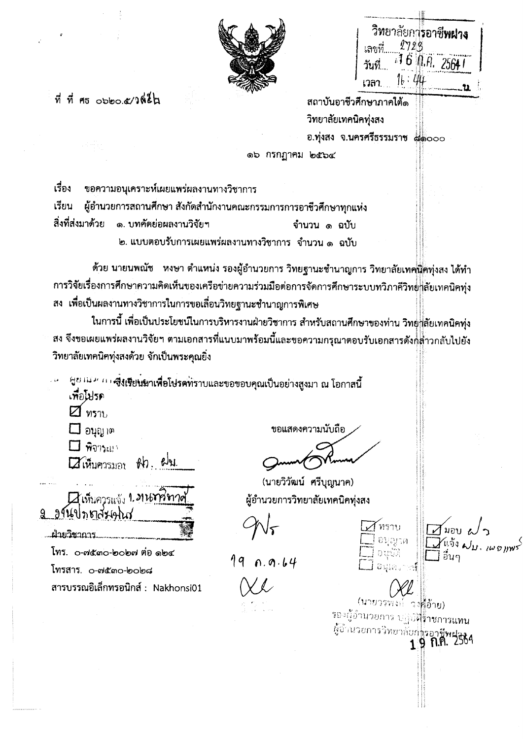วิทยาลัยการอาชีพฝาง
เลขที่ 2723
วันที่ 16 ก.ค. 2564
เวลา 16:44 น.

ที่ ที่ ศธ ๐๖๒๐.๕/ว๔๕๒

สถาบันอาชีวศึกษาภาคใต้๑
วิทยาลัยเทคนิคทุ่งสง
อ.ทุ่งสง จ.นครศรีธรรมราช ๘๑๐๐๐

๑๖ กรกฎาคม ๒๕๖๔

เรื่อง ขอความอนุเคราะห์เผยแพร่ผลงานทางวิชาการ

เรียน ผู้อำนวยการสถานศึกษา สังกัดสำนักงานคณะกรรมการการอาชีวศึกษาทุกแห่ง

สิ่งที่ส่งมาด้วย ๑. บทคัดย่อผลงานวิจัยฯ จำนวน ๑ ฉบับ
๒. แบบตอบรับการเผยแพร่ผลงานทางวิชาการ จำนวน ๑ ฉบับ

ด้วย นายนพณัช หงษา ตำแหน่ง รองผู้อำนวยการ วิทยฐานะชำนาญการ วิทยาลัยเทคนิคทุ่งสง ได้ทำการวิจัยเรื่องการศึกษาความคิดเห็นของเครือข่ายความร่วมมือต่อการจัดการศึกษาระบบทวิภาคีวิทยาลัยเทคนิคทุ่งสง เพื่อเป็นผลงานทางวิชาการในการขอเลื่อนวิทยฐานะชำนาญการพิเศษ

ในการนี้ เพื่อเป็นประโยชน์ในการบริหารงานฝ่ายวิชาการ สำหรับสถานศึกษาของท่าน วิทยาลัยเทคนิคทุ่งสง จึงขอเผยแพร่ผลงานวิจัยฯ ตามเอกสารที่แนบมาพร้อมนี้และขอความกรุณาตอบรับเอกสารดังกล่าวกลับไปยังวิทยาลัยเทคนิคทุ่งสงด้วย จักเป็นพระคุณยิ่ง

จึงเรียนมาเพื่อโปรดทราบและขอขอบคุณเป็นอย่างสูงมา ณ โอกาสนี้

เพื่อโปรด
☑ ทราบ
☐ อนุญาต
☐ พิจารณา
☑ เห็นควรมอบ ฝว. ฝบ.

☑ เห็นควรแจ้ง 1. งานหลักสูตร
2. งานประชาสัมพันธ์

ฝ่ายวิชาการ

ขอแสดงความนับถือ

(นายวิวัฒน์ ศรีบุญนาค)
ผู้อำนวยการวิทยาลัยเทคนิคทุ่งสง

19 ก.ค.64

☑ ทราบ
☐ อนุญาต
☐ อนุมัติ
☐ อนุเคราะห์

☑ มอบ ฝว
☑ แจ้ง ฝบ. เผยแพร่
☐ อื่นๆ

(นายวรพงษ์ วงศ์อ้าย)
รองผู้อำนวยการ ปฏิบัติราชการแทน
ผู้อำนวยการวิทยาลัยการอาชีพฝาง
19 ก.ค. 2564

โทร. ๐-๗๕๓๐-๒๐๒๗ ต่อ ๑๒๔
โทรสาร. ๐-๗๕๓๐-๒๐๒๘
สารบรรณอิเล็กทรอนิกส์ : Nakhonsi01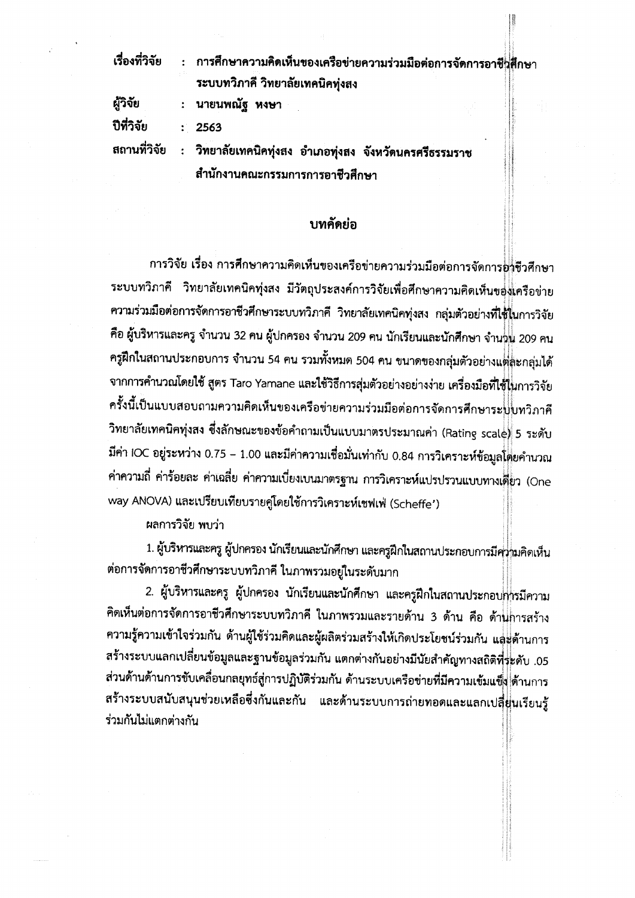เรื่องที่วิจัย : การศึกษาความคิดเห็นของเครือข่ายความร่วมมือต่อการจัดการอาชีวศึกษาระบบทวิภาคี วิทยาลัยเทคนิคทุ่งสง

ผู้วิจัย : นายนพณัฐ หงษา

ปีที่วิจัย : 2563

สถานที่วิจัย : วิทยาลัยเทคนิคทุ่งสง อำเภอทุ่งสง จังหวัดนครศรีธรรมราช สำนักงานคณะกรรมการการอาชีวศึกษา

## บทคัดย่อ

การวิจัย เรื่อง การศึกษาความคิดเห็นของเครือข่ายความร่วมมือต่อการจัดการอาชีวศึกษาระบบทวิภาคี วิทยาลัยเทคนิคทุ่งสง มีวัตถุประสงค์การวิจัยเพื่อศึกษาความคิดเห็นของเครือข่ายความร่วมมือต่อการจัดการอาชีวศึกษาระบบทวิภาคี วิทยาลัยเทคนิคทุ่งสง กลุ่มตัวอย่างที่ใช้ในการวิจัย คือ ผู้บริหารและครู จำนวน 32 คน ผู้ปกครอง จำนวน 209 คน นักเรียนและนักศึกษา จำนวน 209 คน ครูฝึกในสถานประกอบการ จำนวน 54 คน รวมทั้งหมด 504 คน ขนาดของกลุ่มตัวอย่างแต่ละกลุ่มได้จากการคำนวณโดยใช้ สูตร Taro Yamane และใช้วิธีการสุ่มตัวอย่างอย่างง่าย เครื่องมือที่ใช้ในการวิจัยครั้งนี้เป็นแบบสอบถามความคิดเห็นของเครือข่ายความร่วมมือต่อการจัดการศึกษาระบบทวิภาคี วิทยาลัยเทคนิคทุ่งสง ซึ่งลักษณะของข้อคำถามเป็นแบบมาตรประมาณค่า (Rating scale) 5 ระดับ มีค่า IOC อยู่ระหว่าง 0.75 – 1.00 และมีค่าความเชื่อมั่นเท่ากับ 0.84 การวิเคราะห์ข้อมูลโดยคำนวณค่าความถี่ ค่าร้อยละ ค่าเฉลี่ย ค่าความเบี่ยงเบนมาตรฐาน การวิเคราะห์แปรปรวนแบบทางเดียว (One way ANOVA) และเปรียบเทียบรายคู่โดยใช้การวิเคราะห์เชฟเฟ่ (Scheffe')

ผลการวิจัย พบว่า

1. ผู้บริหารและครู ผู้ปกครอง นักเรียนและนักศึกษา และครูฝึกในสถานประกอบการมีความคิดเห็นต่อการจัดการอาชีวศึกษาระบบทวิภาคี ในภาพรวมอยู่ในระดับมาก

2. ผู้บริหารและครู ผู้ปกครอง นักเรียนและนักศึกษา และครูฝึกในสถานประกอบการมีความคิดเห็นต่อการจัดการอาชีวศึกษาระบบทวิภาคี ในภาพรวมและรายด้าน 3 ด้าน คือ ด้านการสร้างความรู้ความเข้าใจร่วมกัน ด้านผู้ใช้ร่วมคิดและผู้ผลิตร่วมสร้างให้เกิดประโยชน์ร่วมกัน และด้านการสร้างระบบแลกเปลี่ยนข้อมูลและฐานข้อมูลร่วมกัน แตกต่างกันอย่างมีนัยสำคัญทางสถิติที่ระดับ .05 ส่วนด้านด้านการขับเคลื่อนกลยุทธ์สู่การปฏิบัติร่วมกัน ด้านระบบเครือข่ายที่มีความเข้มแข็ง ด้านการสร้างระบบสนับสนุนช่วยเหลือซึ่งกันและกัน และด้านระบบการถ่ายทอดและแลกเปลี่ยนเรียนรู้ร่วมกันไม่แตกต่างกัน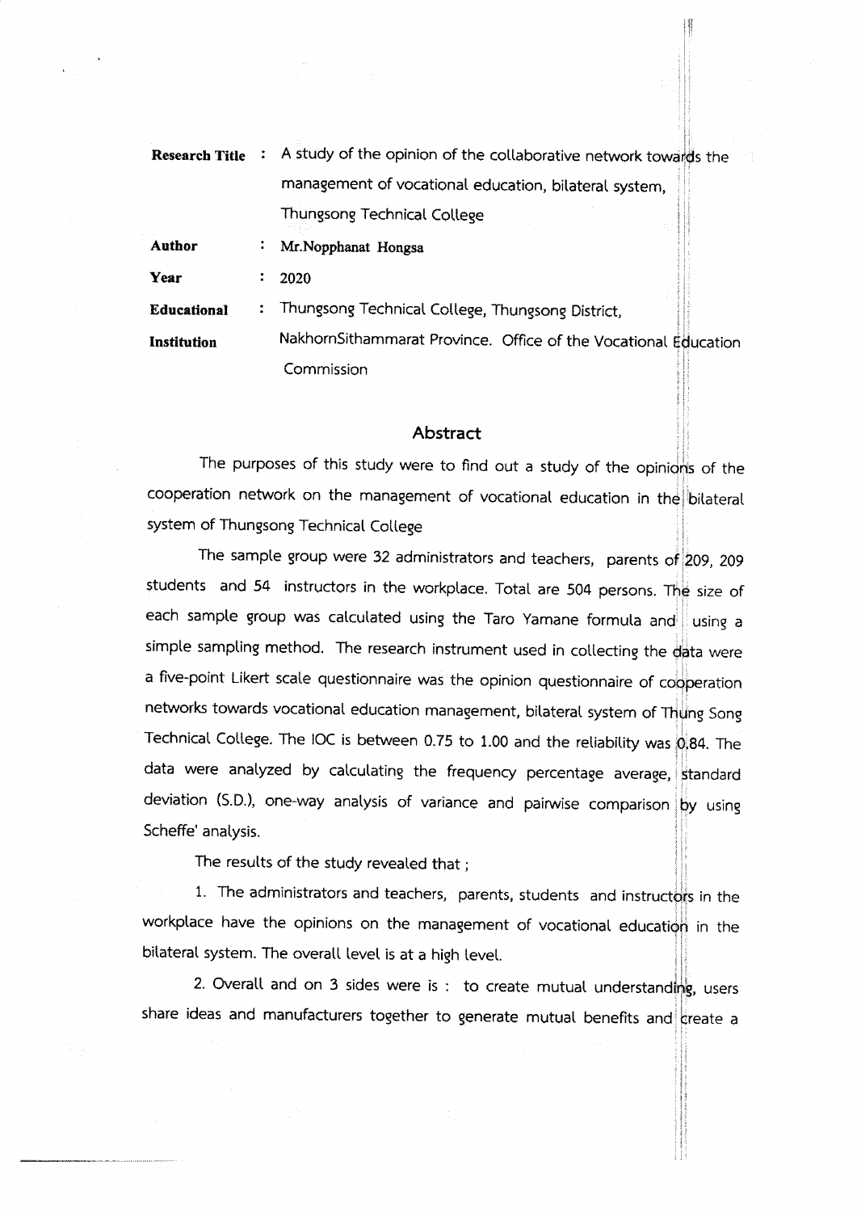| | | |
|---|---|---|
| **Research Title** | : | A study of the opinion of the collaborative network towards the management of vocational education, bilateral system, Thungsong Technical College |
| **Author** | : | Mr.Nopphanat Hongsa |
| **Year** | : | 2020 |
| **Educational Institution** | : | Thungsong Technical College, Thungsong District, NakhornSithammarat Province. Office of the Vocational Education Commission |

## Abstract

The purposes of this study were to find out a study of the opinions of the cooperation network on the management of vocational education in the bilateral system of Thungsong Technical College

The sample group were 32 administrators and teachers, parents of 209, 209 students and 54 instructors in the workplace. Total are 504 persons. The size of each sample group was calculated using the Taro Yamane formula and using a simple sampling method. The research instrument used in collecting the data were a five-point Likert scale questionnaire was the opinion questionnaire of cooperation networks towards vocational education management, bilateral system of Thung Song Technical College. The IOC is between 0.75 to 1.00 and the reliability was 0.84. The data were analyzed by calculating the frequency percentage average, standard deviation (S.D.), one-way analysis of variance and pairwise comparison by using Scheffe' analysis.

The results of the study revealed that ;

1. The administrators and teachers, parents, students and instructors in the workplace have the opinions on the management of vocational education in the bilateral system. The overall level is at a high level.

2. Overall and on 3 sides were is : to create mutual understanding, users share ideas and manufacturers together to generate mutual benefits and create a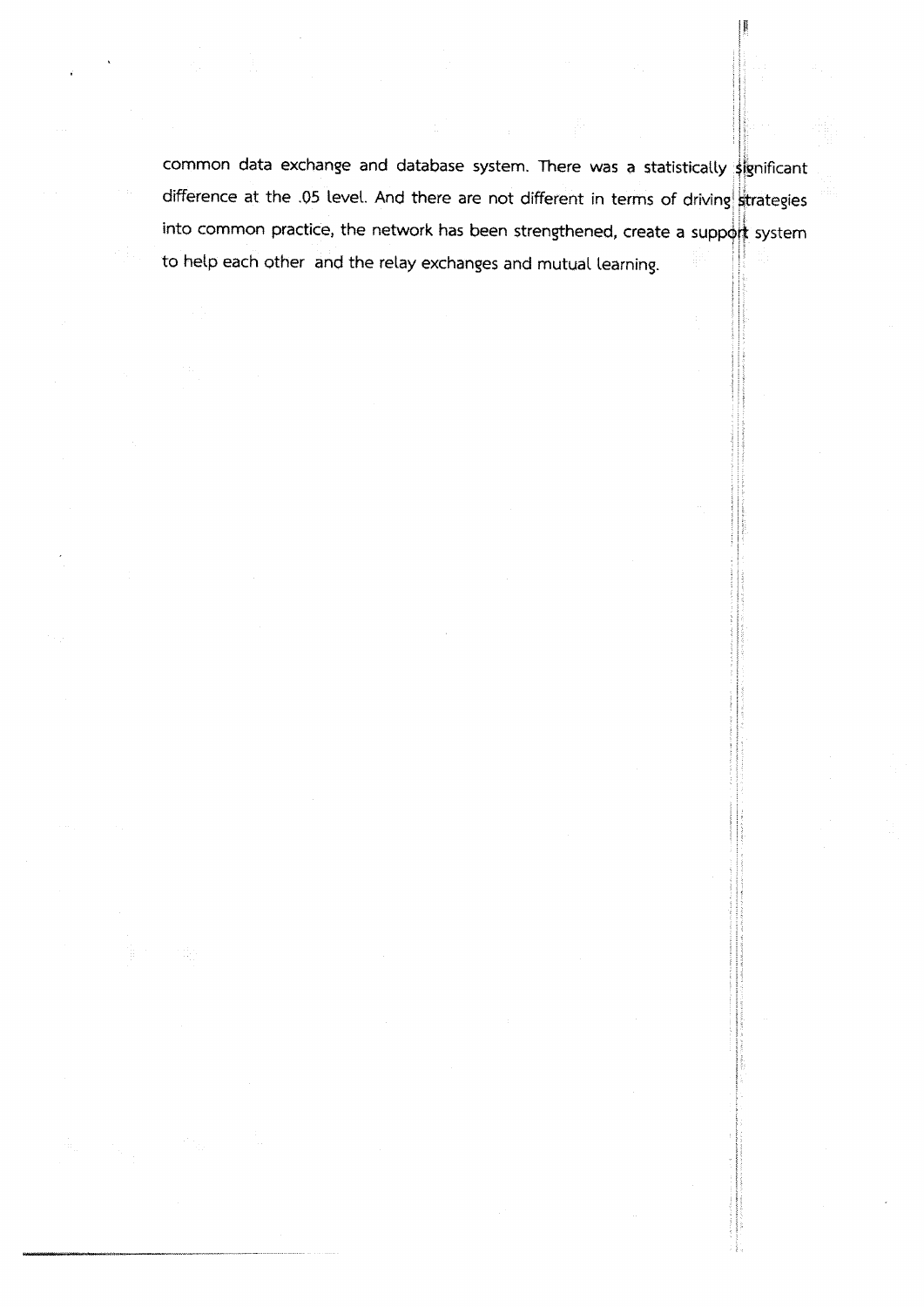common data exchange and database system. There was a statistically significant difference at the .05 level. And there are not different in terms of driving strategies into common practice, the network has been strengthened, create a support system to help each other and the relay exchanges and mutual learning.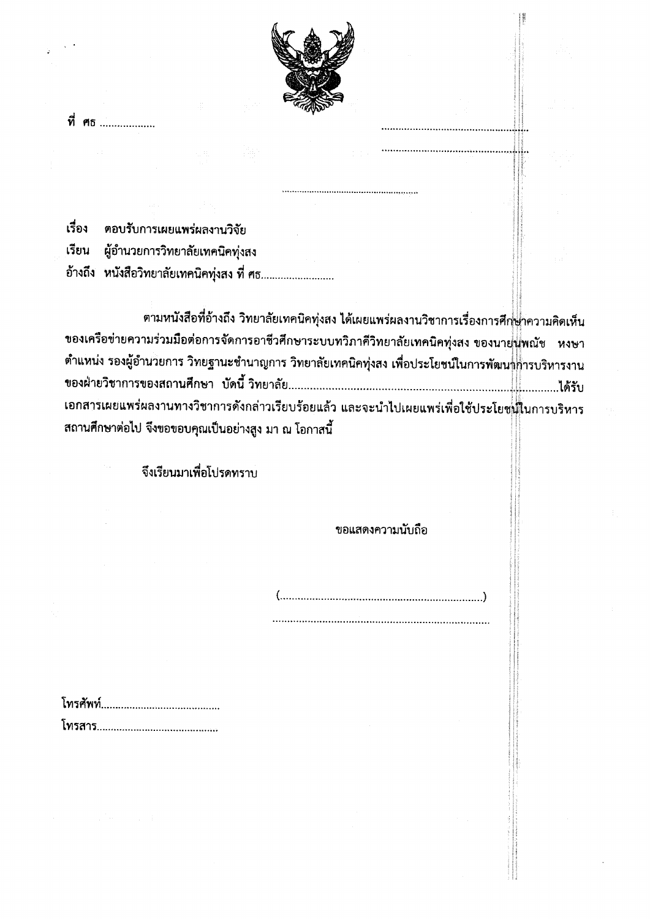ที่ ศธ ..................

..................................................

..................................................

..................................................

เรื่อง ตอบรับการเผยแพร่ผลงานวิจัย

เรียน ผู้อำนวยการวิทยาลัยเทคนิคทุ่งสง

อ้างถึง หนังสือวิทยาลัยเทคนิคทุ่งสง ที่ ศธ..........................

ตามหนังสือที่อ้างถึง วิทยาลัยเทคนิคทุ่งสง ได้เผยแพร่ผลงานวิชาการเรื่องการศึกษาความคิดเห็นของเครือข่ายความร่วมมือต่อการจัดการอาชีวศึกษาระบบทวิภาคีวิทยาลัยเทคนิคทุ่งสง ของนายนพณัช หงษา ตำแหน่ง รองผู้อำนวยการ วิทยฐานะชำนาญการ วิทยาลัยเทคนิคทุ่งสง เพื่อประโยชน์ในการพัฒนาการบริหารงานของฝ่ายวิชาการของสถานศึกษา บัดนี้ วิทยาลัย..........................................................................................................ได้รับเอกสารเผยแพร่ผลงานทางวิชาการดังกล่าวเรียบร้อยแล้ว และจะนำไปเผยแพร่เพื่อใช้ประโยชน์ในการบริหารสถานศึกษาต่อไป จึงขอขอบคุณเป็นอย่างสูง มา ณ โอกาสนี้

จึงเรียนมาเพื่อโปรดทราบ

ขอแสดงความนับถือ

(....................................................................)

..........................................................................

โทรศัพท์..........................................

โทรสาร..........................................